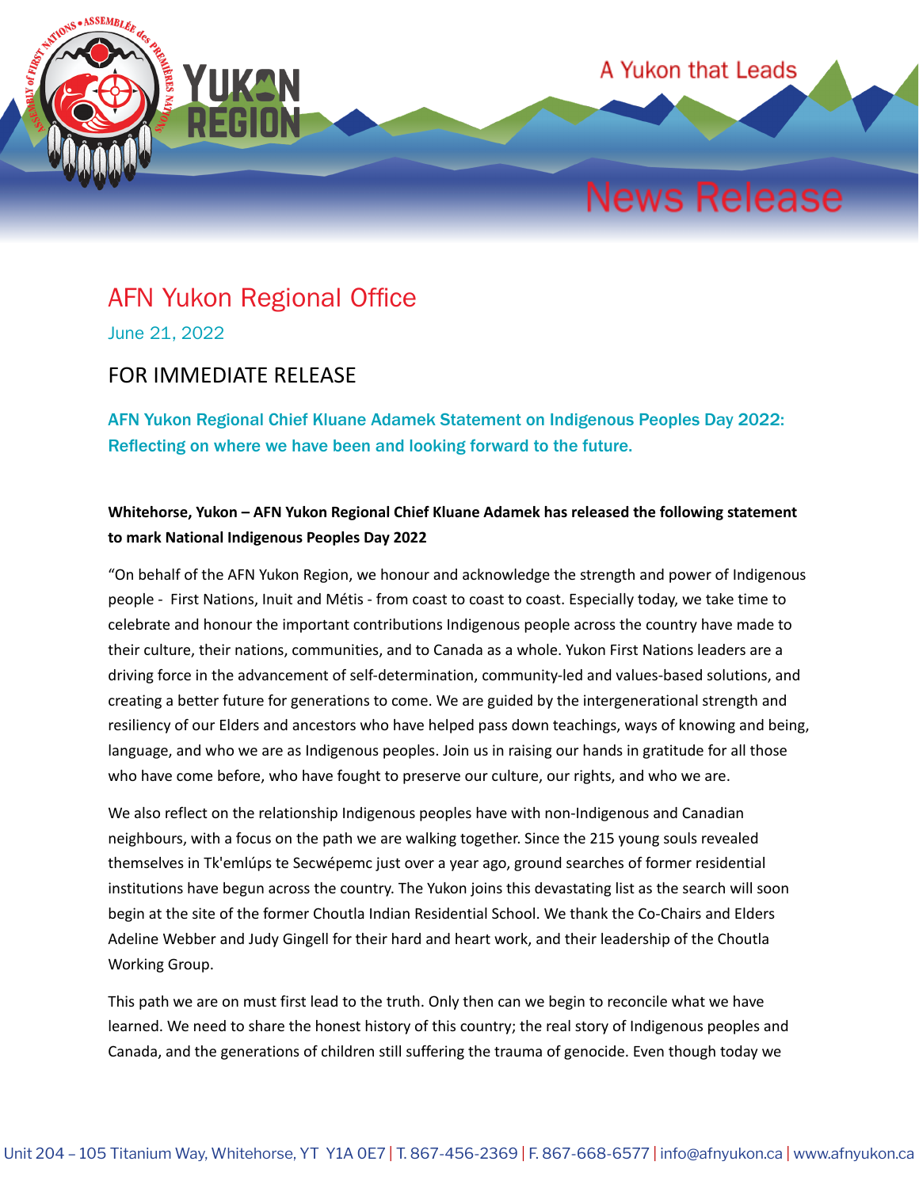A Yukon that Leads

# News Release

## AFN Yukon Regional Office

June 21, 2022

### FOR IMMEDIATE RELEASE

### AFN Yukon Regional Chief Kluane Adamek Statement on Indigenous Peoples Day 2022: Reflecting on where we have been and looking forward to the future.

**Whitehorse, Yukon – AFN Yukon Regional Chief Kluane Adamek has released the following statement to mark National Indigenous Peoples Day 2022**

"On behalf of the AFN Yukon Region, we honour and acknowledge the strength and power of Indigenous people - First Nations, Inuit and Métis - from coast to coast to coast. Especially today, we take time to celebrate and honour the important contributions Indigenous people across the country have made to their culture, their nations, communities, and to Canada as a whole. Yukon First Nations leaders are a driving force in the advancement of self-determination, community-led and values-based solutions, and creating a better future for generations to come. We are guided by the intergenerational strength and resiliency of our Elders and ancestors who have helped pass down teachings, ways of knowing and being, language, and who we are as Indigenous peoples. Join us in raising our hands in gratitude for all those who have come before, who have fought to preserve our culture, our rights, and who we are.

We also reflect on the relationship Indigenous peoples have with non-Indigenous and Canadian neighbours, with a focus on the path we are walking together. Since the 215 young souls revealed themselves in Tk'emlúps te Secwépemc just over a year ago, ground searches of former residential institutions have begun across the country. The Yukon joins this devastating list as the search will soon begin at the site of the former Choutla Indian Residential School. We thank the Co-Chairs and Elders Adeline Webber and Judy Gingell for their hard and heart work, and their leadership of the Choutla Working Group.

This path we are on must first lead to the truth. Only then can we begin to reconcile what we have learned. We need to share the honest history of this country; the real story of Indigenous peoples and Canada, and the generations of children still suffering the trauma of genocide. Even though today we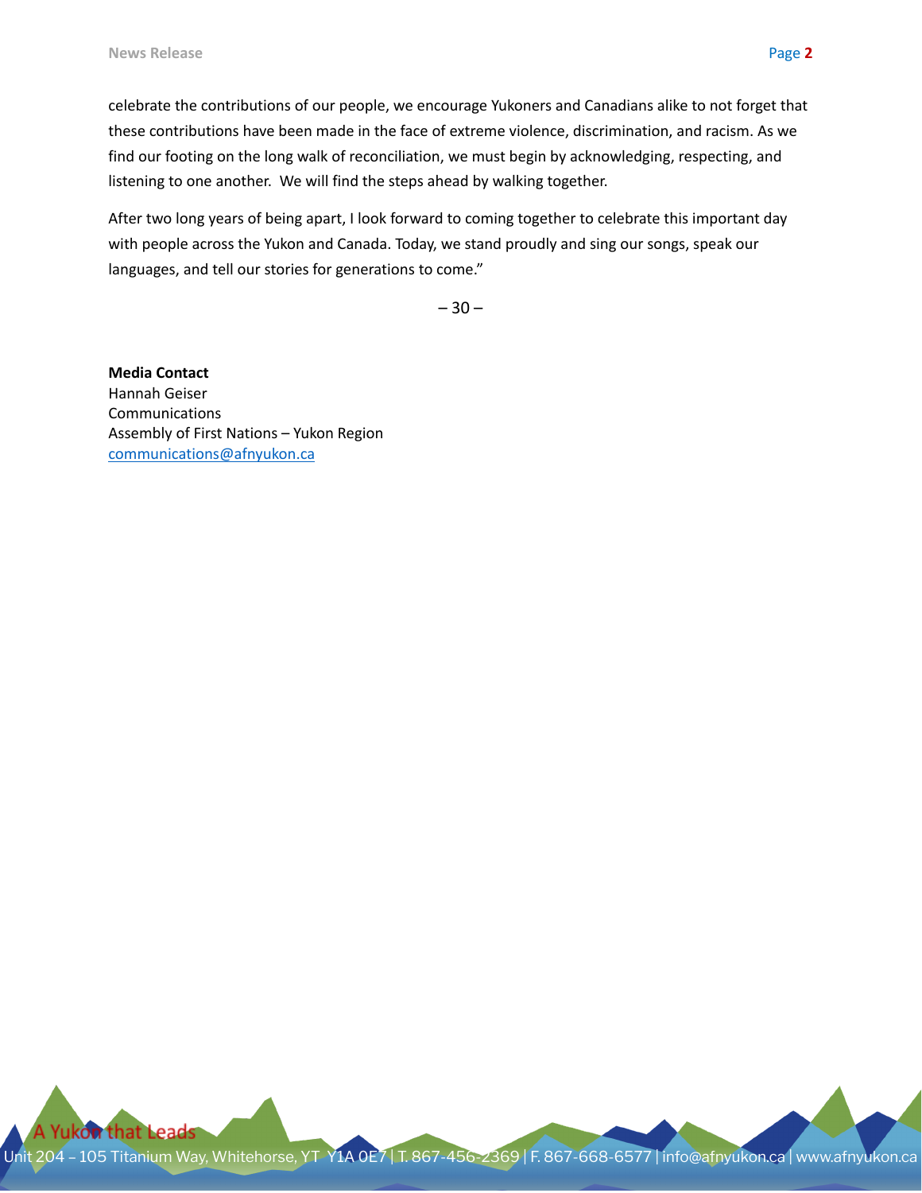celebrate the contributions of our people, we encourage Yukoners and Canadians alike to not forget that these contributions have been made in the face of extreme violence, discrimination, and racism. As we find our footing on the long walk of reconciliation, we must begin by acknowledging, respecting, and listening to one another.  We will find the steps ahead by walking together.

After two long years of being apart, I look forward to coming together to celebrate this important day with people across the Yukon and Canada. Today, we stand proudly and sing our songs, speak our languages, and tell our stories for generations to come."

– 30 –

**Media Contact**
Hannah Geiser
Communications
Assembly of First Nations – Yukon Region
communications@afnyukon.ca